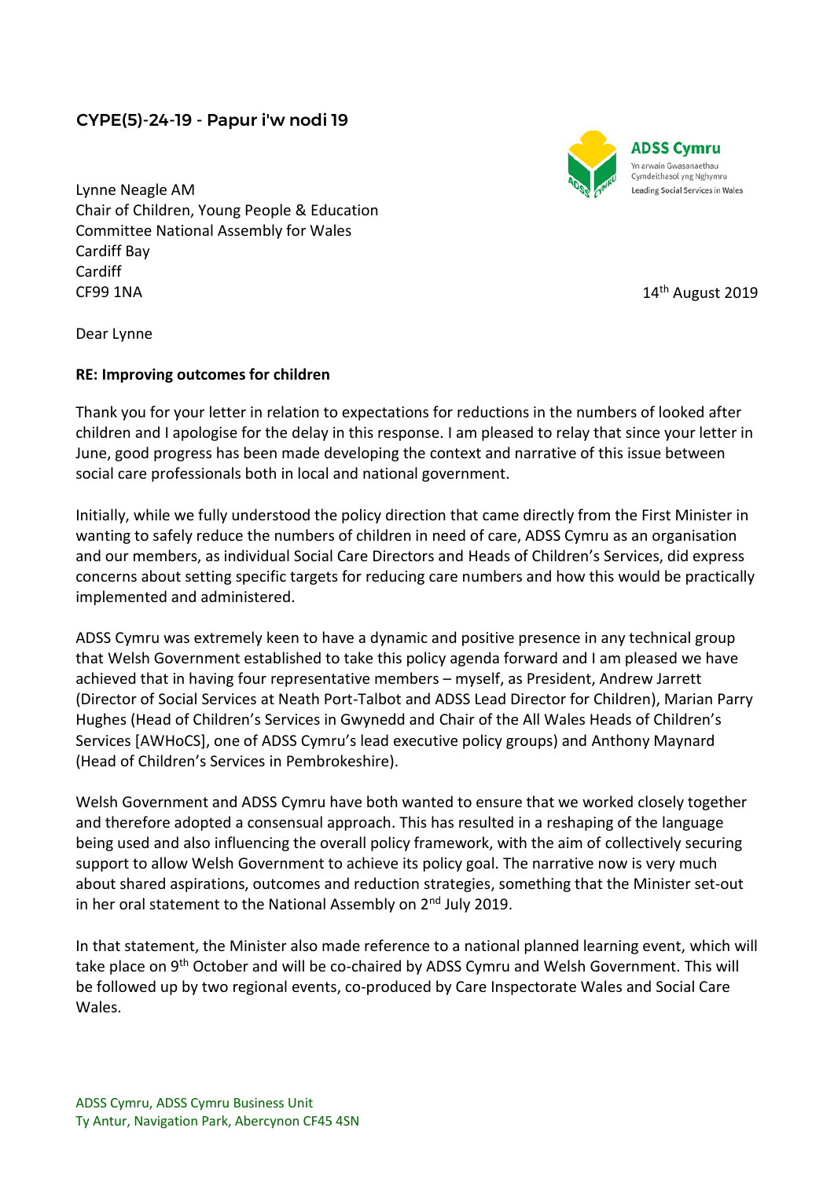CYPE(5)-24-19 - Papur i'w nodi 19

ADSS Cymru
Yn arwain Gwasanaethau Cymdeithasol yng Nghymru
Leading Social Services in Wales

Lynne Neagle AM
Chair of Children, Young People & Education Committee National Assembly for Wales
Cardiff Bay
Cardiff
CF99 1NA

14th August 2019

Dear Lynne

**RE: Improving outcomes for children**

Thank you for your letter in relation to expectations for reductions in the numbers of looked after children and I apologise for the delay in this response. I am pleased to relay that since your letter in June, good progress has been made developing the context and narrative of this issue between social care professionals both in local and national government.

Initially, while we fully understood the policy direction that came directly from the First Minister in wanting to safely reduce the numbers of children in need of care, ADSS Cymru as an organisation and our members, as individual Social Care Directors and Heads of Children's Services, did express concerns about setting specific targets for reducing care numbers and how this would be practically implemented and administered.

ADSS Cymru was extremely keen to have a dynamic and positive presence in any technical group that Welsh Government established to take this policy agenda forward and I am pleased we have achieved that in having four representative members – myself, as President, Andrew Jarrett (Director of Social Services at Neath Port-Talbot and ADSS Lead Director for Children), Marian Parry Hughes (Head of Children's Services in Gwynedd and Chair of the All Wales Heads of Children's Services [AWHoCS], one of ADSS Cymru's lead executive policy groups) and Anthony Maynard (Head of Children's Services in Pembrokeshire).

Welsh Government and ADSS Cymru have both wanted to ensure that we worked closely together and therefore adopted a consensual approach. This has resulted in a reshaping of the language being used and also influencing the overall policy framework, with the aim of collectively securing support to allow Welsh Government to achieve its policy goal. The narrative now is very much about shared aspirations, outcomes and reduction strategies, something that the Minister set-out in her oral statement to the National Assembly on 2nd July 2019.

In that statement, the Minister also made reference to a national planned learning event, which will take place on 9th October and will be co-chaired by ADSS Cymru and Welsh Government. This will be followed up by two regional events, co-produced by Care Inspectorate Wales and Social Care Wales.

ADSS Cymru, ADSS Cymru Business Unit
Ty Antur, Navigation Park, Abercynon CF45 4SN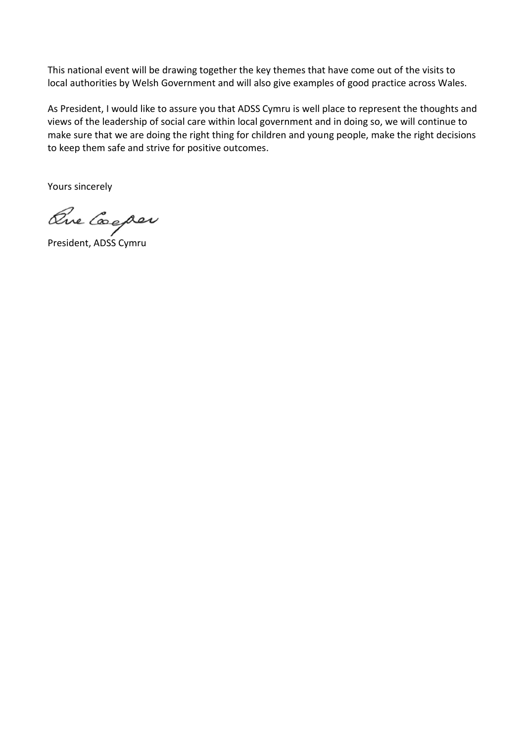This national event will be drawing together the key themes that have come out of the visits to local authorities by Welsh Government and will also give examples of good practice across Wales.

As President, I would like to assure you that ADSS Cymru is well place to represent the thoughts and views of the leadership of social care within local government and in doing so, we will continue to make sure that we are doing the right thing for children and young people, make the right decisions to keep them safe and strive for positive outcomes.

Yours sincerely

Sue Cooper

President, ADSS Cymru